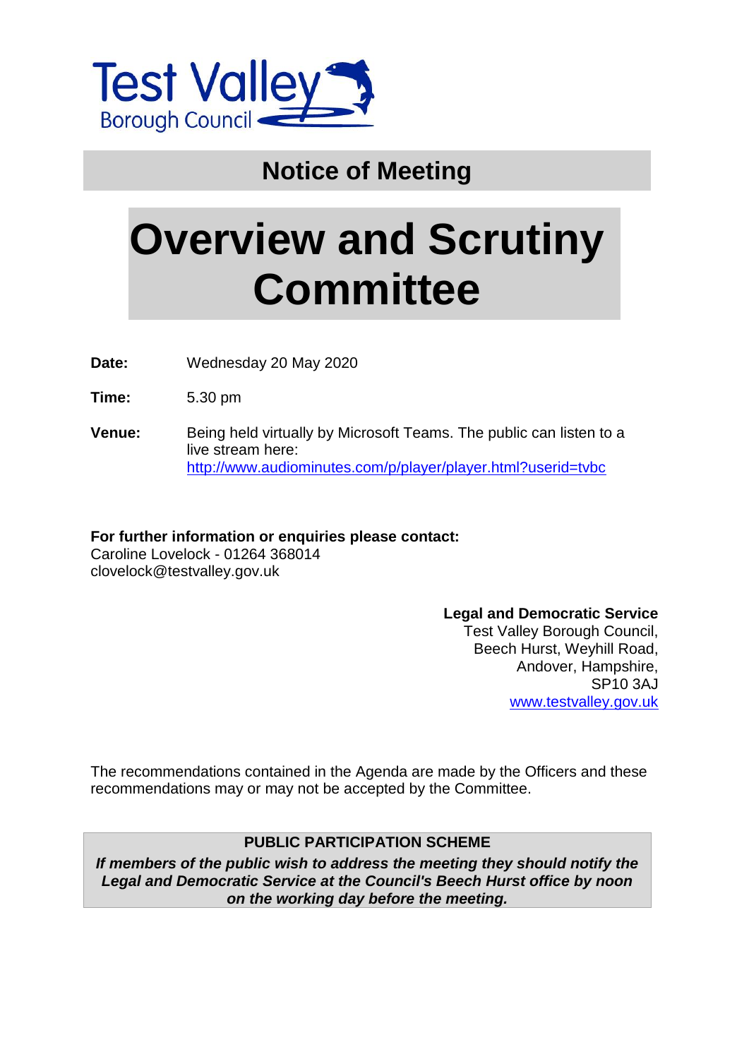Test Valley Borough Council

## Notice of Meeting

# Overview and Scrutiny Committee

**Date:** Wednesday 20 May 2020

**Time:** 5.30 pm

**Venue:** Being held virtually by Microsoft Teams. The public can listen to a live stream here: [http://www.audiominutes.com/p/player/player.html?userid=tvbc](http://www.audiominutes.com/p/player/player.html?userid=tvbc)

**For further information or enquiries please contact:**
Caroline Lovelock - 01264 368014
clovelock@testvalley.gov.uk

**Legal and Democratic Service**
Test Valley Borough Council,
Beech Hurst, Weyhill Road,
Andover, Hampshire,
SP10 3AJ
[www.testvalley.gov.uk](http://www.testvalley.gov.uk)

The recommendations contained in the Agenda are made by the Officers and these recommendations may or may not be accepted by the Committee.

**PUBLIC PARTICIPATION SCHEME**

***If members of the public wish to address the meeting they should notify the Legal and Democratic Service at the Council's Beech Hurst office by noon on the working day before the meeting.***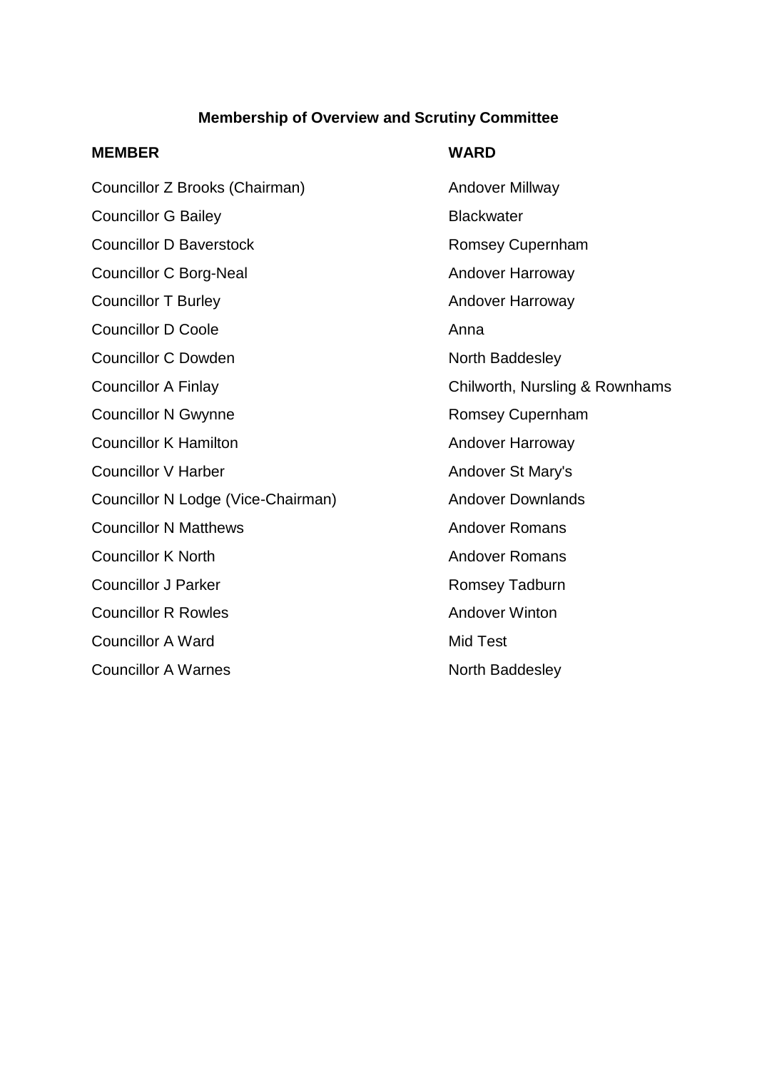## Membership of Overview and Scrutiny Committee

| MEMBER | WARD |
| --- | --- |
| Councillor Z Brooks (Chairman) | Andover Millway |
| Councillor G Bailey | Blackwater |
| Councillor D Baverstock | Romsey Cupernham |
| Councillor C Borg-Neal | Andover Harroway |
| Councillor T Burley | Andover Harroway |
| Councillor D Coole | Anna |
| Councillor C Dowden | North Baddesley |
| Councillor A Finlay | Chilworth, Nursling & Rownhams |
| Councillor N Gwynne | Romsey Cupernham |
| Councillor K Hamilton | Andover Harroway |
| Councillor V Harber | Andover St Mary's |
| Councillor N Lodge (Vice-Chairman) | Andover Downlands |
| Councillor N Matthews | Andover Romans |
| Councillor K North | Andover Romans |
| Councillor J Parker | Romsey Tadburn |
| Councillor R Rowles | Andover Winton |
| Councillor A Ward | Mid Test |
| Councillor A Warnes | North Baddesley |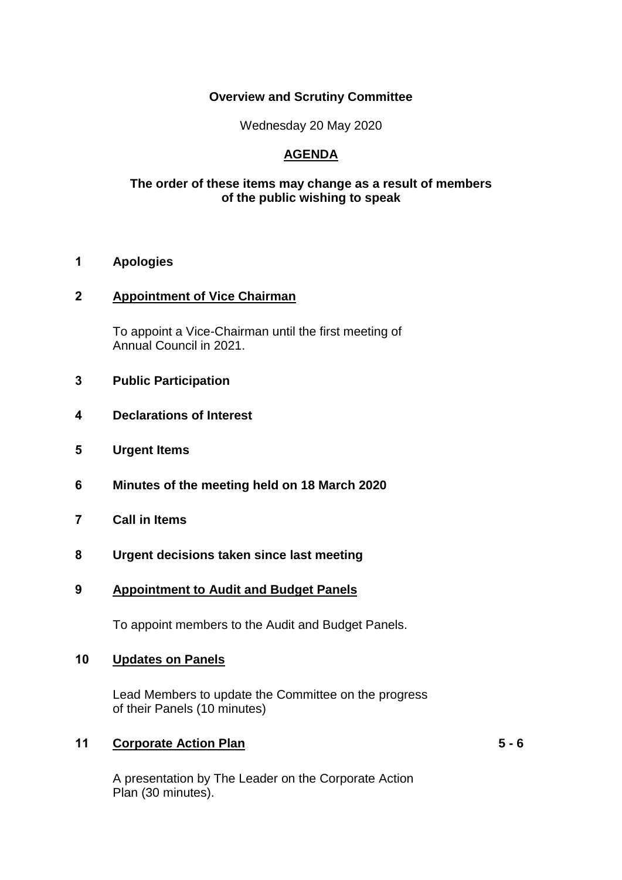**Overview and Scrutiny Committee**

Wednesday 20 May 2020

**AGENDA**

**The order of these items may change as a result of members of the public wishing to speak**

| | | |
|---|---|---|
| **1** | **Apologies** | |
| **2** | **Appointment of Vice Chairman**<br><br>To appoint a Vice-Chairman until the first meeting of Annual Council in 2021. | |
| **3** | **Public Participation** | |
| **4** | **Declarations of Interest** | |
| **5** | **Urgent Items** | |
| **6** | **Minutes of the meeting held on 18 March 2020** | |
| **7** | **Call in Items** | |
| **8** | **Urgent decisions taken since last meeting** | |
| **9** | **Appointment to Audit and Budget Panels**<br><br>To appoint members to the Audit and Budget Panels. | |
| **10** | **Updates on Panels**<br><br>Lead Members to update the Committee on the progress of their Panels (10 minutes) | |
| **11** | **Corporate Action Plan**<br><br>A presentation by The Leader on the Corporate Action Plan (30 minutes). | **5 - 6** |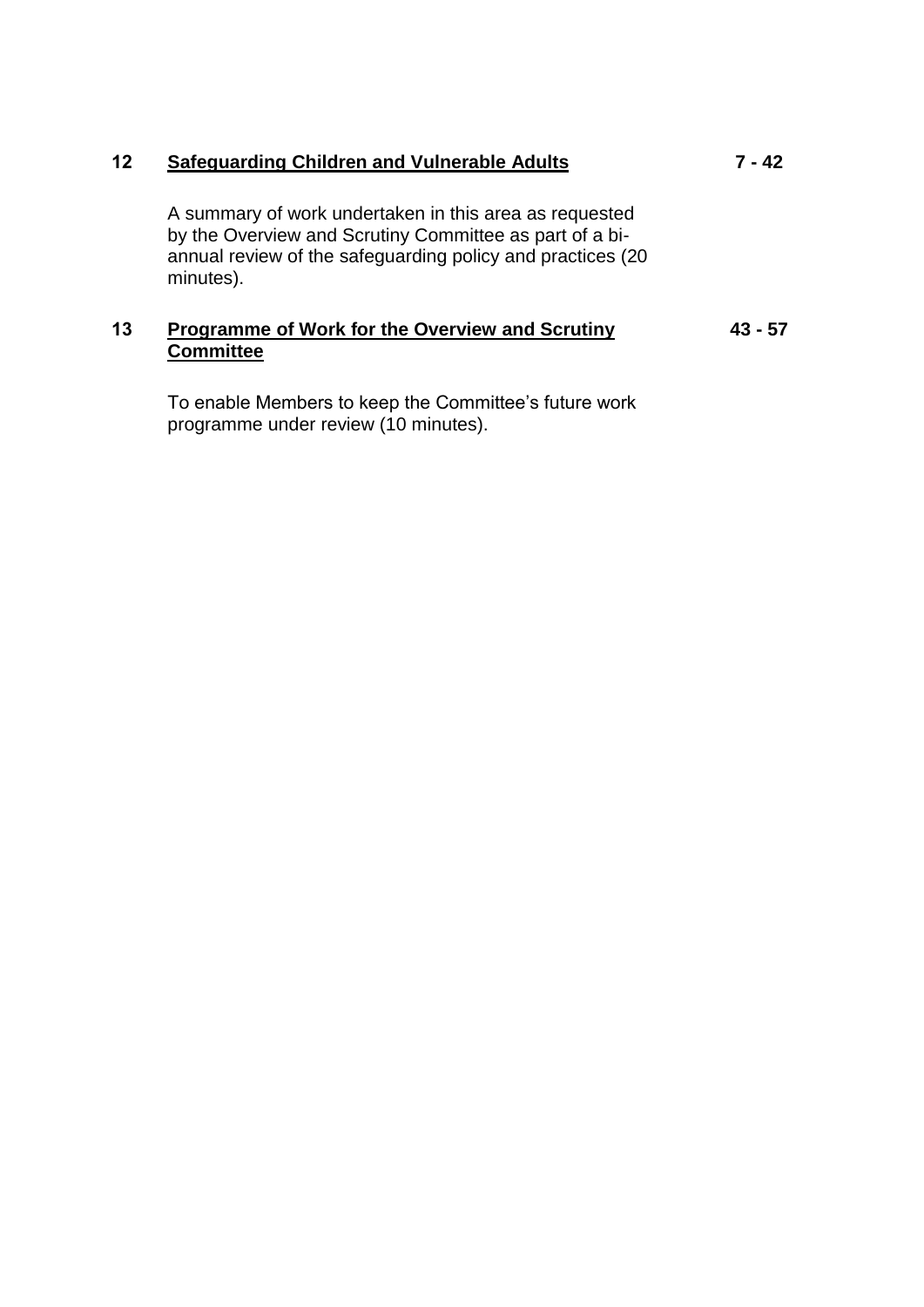**12** **Safeguarding Children and Vulnerable Adults** **7 - 42**

A summary of work undertaken in this area as requested by the Overview and Scrutiny Committee as part of a bi-annual review of the safeguarding policy and practices (20 minutes).

**13** **Programme of Work for the Overview and Scrutiny Committee** **43 - 57**

To enable Members to keep the Committee's future work programme under review (10 minutes).